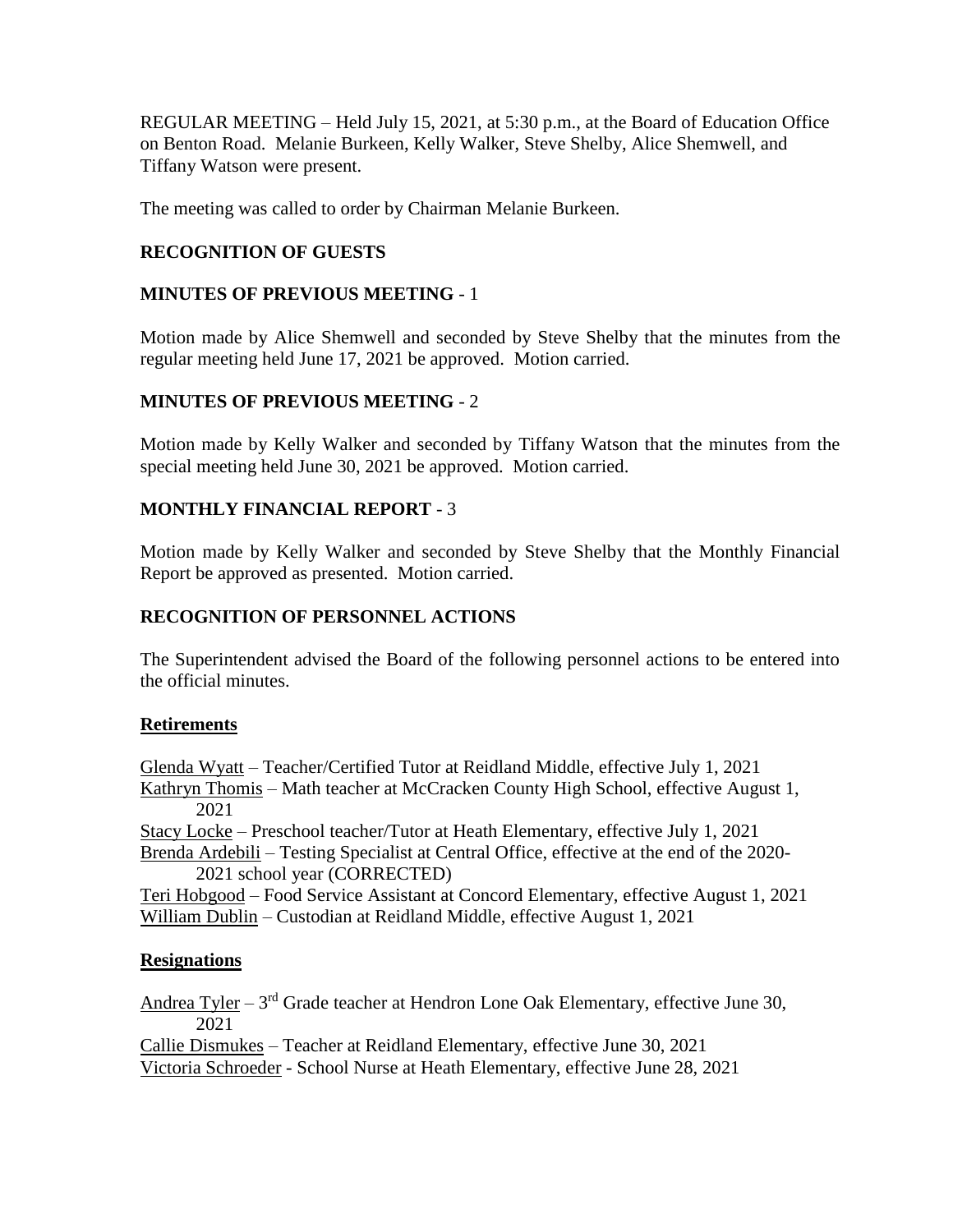REGULAR MEETING – Held July 15, 2021, at 5:30 p.m., at the Board of Education Office on Benton Road. Melanie Burkeen, Kelly Walker, Steve Shelby, Alice Shemwell, and Tiffany Watson were present.

The meeting was called to order by Chairman Melanie Burkeen.

**RECOGNITION OF GUESTS**

**MINUTES OF PREVIOUS MEETING** - 1

Motion made by Alice Shemwell and seconded by Steve Shelby that the minutes from the regular meeting held June 17, 2021 be approved. Motion carried.

**MINUTES OF PREVIOUS MEETING** - 2

Motion made by Kelly Walker and seconded by Tiffany Watson that the minutes from the special meeting held June 30, 2021 be approved. Motion carried.

**MONTHLY FINANCIAL REPORT** - 3

Motion made by Kelly Walker and seconded by Steve Shelby that the Monthly Financial Report be approved as presented. Motion carried.

**RECOGNITION OF PERSONNEL ACTIONS**

The Superintendent advised the Board of the following personnel actions to be entered into the official minutes.

**Retirements**

Glenda Wyatt – Teacher/Certified Tutor at Reidland Middle, effective July 1, 2021
Kathryn Thomis – Math teacher at McCracken County High School, effective August 1, 2021
Stacy Locke – Preschool teacher/Tutor at Heath Elementary, effective July 1, 2021
Brenda Ardebili – Testing Specialist at Central Office, effective at the end of the 2020-2021 school year (CORRECTED)
Teri Hobgood – Food Service Assistant at Concord Elementary, effective August 1, 2021
William Dublin – Custodian at Reidland Middle, effective August 1, 2021

**Resignations**

Andrea Tyler – 3rd Grade teacher at Hendron Lone Oak Elementary, effective June 30, 2021
Callie Dismukes – Teacher at Reidland Elementary, effective June 30, 2021
Victoria Schroeder - School Nurse at Heath Elementary, effective June 28, 2021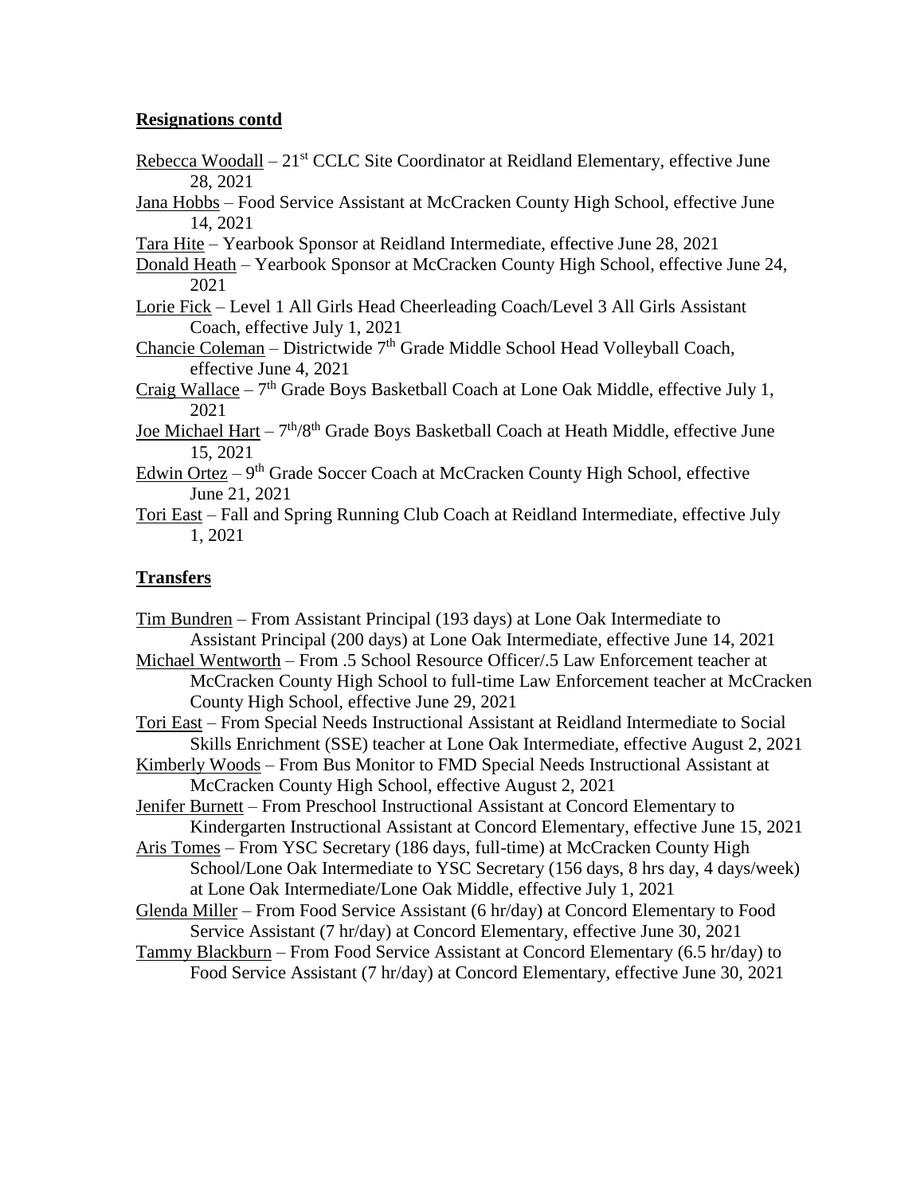**Resignations contd**

Rebecca Woodall – 21st CCLC Site Coordinator at Reidland Elementary, effective June 28, 2021

Jana Hobbs – Food Service Assistant at McCracken County High School, effective June 14, 2021

Tara Hite – Yearbook Sponsor at Reidland Intermediate, effective June 28, 2021

Donald Heath – Yearbook Sponsor at McCracken County High School, effective June 24, 2021

Lorie Fick – Level 1 All Girls Head Cheerleading Coach/Level 3 All Girls Assistant Coach, effective July 1, 2021

Chancie Coleman – Districtwide 7th Grade Middle School Head Volleyball Coach, effective June 4, 2021

Craig Wallace – 7th Grade Boys Basketball Coach at Lone Oak Middle, effective July 1, 2021

Joe Michael Hart – 7th/8th Grade Boys Basketball Coach at Heath Middle, effective June 15, 2021

Edwin Ortez – 9th Grade Soccer Coach at McCracken County High School, effective June 21, 2021

Tori East – Fall and Spring Running Club Coach at Reidland Intermediate, effective July 1, 2021

**Transfers**

Tim Bundren – From Assistant Principal (193 days) at Lone Oak Intermediate to Assistant Principal (200 days) at Lone Oak Intermediate, effective June 14, 2021

Michael Wentworth – From .5 School Resource Officer/.5 Law Enforcement teacher at McCracken County High School to full-time Law Enforcement teacher at McCracken County High School, effective June 29, 2021

Tori East – From Special Needs Instructional Assistant at Reidland Intermediate to Social Skills Enrichment (SSE) teacher at Lone Oak Intermediate, effective August 2, 2021

Kimberly Woods – From Bus Monitor to FMD Special Needs Instructional Assistant at McCracken County High School, effective August 2, 2021

Jenifer Burnett – From Preschool Instructional Assistant at Concord Elementary to Kindergarten Instructional Assistant at Concord Elementary, effective June 15, 2021

Aris Tomes – From YSC Secretary (186 days, full-time) at McCracken County High School/Lone Oak Intermediate to YSC Secretary (156 days, 8 hrs day, 4 days/week) at Lone Oak Intermediate/Lone Oak Middle, effective July 1, 2021

Glenda Miller – From Food Service Assistant (6 hr/day) at Concord Elementary to Food Service Assistant (7 hr/day) at Concord Elementary, effective June 30, 2021

Tammy Blackburn – From Food Service Assistant at Concord Elementary (6.5 hr/day) to Food Service Assistant (7 hr/day) at Concord Elementary, effective June 30, 2021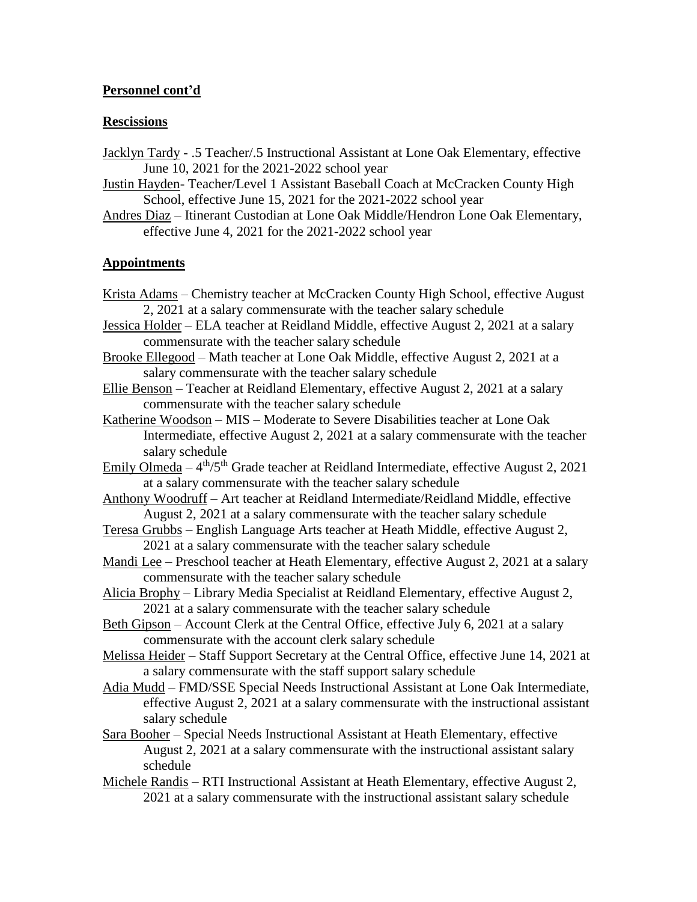**Personnel cont'd**

**Rescissions**

Jacklyn Tardy - .5 Teacher/.5 Instructional Assistant at Lone Oak Elementary, effective June 10, 2021 for the 2021-2022 school year

Justin Hayden- Teacher/Level 1 Assistant Baseball Coach at McCracken County High School, effective June 15, 2021 for the 2021-2022 school year

Andres Diaz – Itinerant Custodian at Lone Oak Middle/Hendron Lone Oak Elementary, effective June 4, 2021 for the 2021-2022 school year

**Appointments**

Krista Adams – Chemistry teacher at McCracken County High School, effective August 2, 2021 at a salary commensurate with the teacher salary schedule

Jessica Holder – ELA teacher at Reidland Middle, effective August 2, 2021 at a salary commensurate with the teacher salary schedule

Brooke Ellegood – Math teacher at Lone Oak Middle, effective August 2, 2021 at a salary commensurate with the teacher salary schedule

Ellie Benson – Teacher at Reidland Elementary, effective August 2, 2021 at a salary commensurate with the teacher salary schedule

Katherine Woodson – MIS – Moderate to Severe Disabilities teacher at Lone Oak Intermediate, effective August 2, 2021 at a salary commensurate with the teacher salary schedule

Emily Olmeda – 4th/5th Grade teacher at Reidland Intermediate, effective August 2, 2021 at a salary commensurate with the teacher salary schedule

Anthony Woodruff – Art teacher at Reidland Intermediate/Reidland Middle, effective August 2, 2021 at a salary commensurate with the teacher salary schedule

Teresa Grubbs – English Language Arts teacher at Heath Middle, effective August 2, 2021 at a salary commensurate with the teacher salary schedule

Mandi Lee – Preschool teacher at Heath Elementary, effective August 2, 2021 at a salary commensurate with the teacher salary schedule

Alicia Brophy – Library Media Specialist at Reidland Elementary, effective August 2, 2021 at a salary commensurate with the teacher salary schedule

Beth Gipson – Account Clerk at the Central Office, effective July 6, 2021 at a salary commensurate with the account clerk salary schedule

Melissa Heider – Staff Support Secretary at the Central Office, effective June 14, 2021 at a salary commensurate with the staff support salary schedule

Adia Mudd – FMD/SSE Special Needs Instructional Assistant at Lone Oak Intermediate, effective August 2, 2021 at a salary commensurate with the instructional assistant salary schedule

Sara Booher – Special Needs Instructional Assistant at Heath Elementary, effective August 2, 2021 at a salary commensurate with the instructional assistant salary schedule

Michele Randis – RTI Instructional Assistant at Heath Elementary, effective August 2, 2021 at a salary commensurate with the instructional assistant salary schedule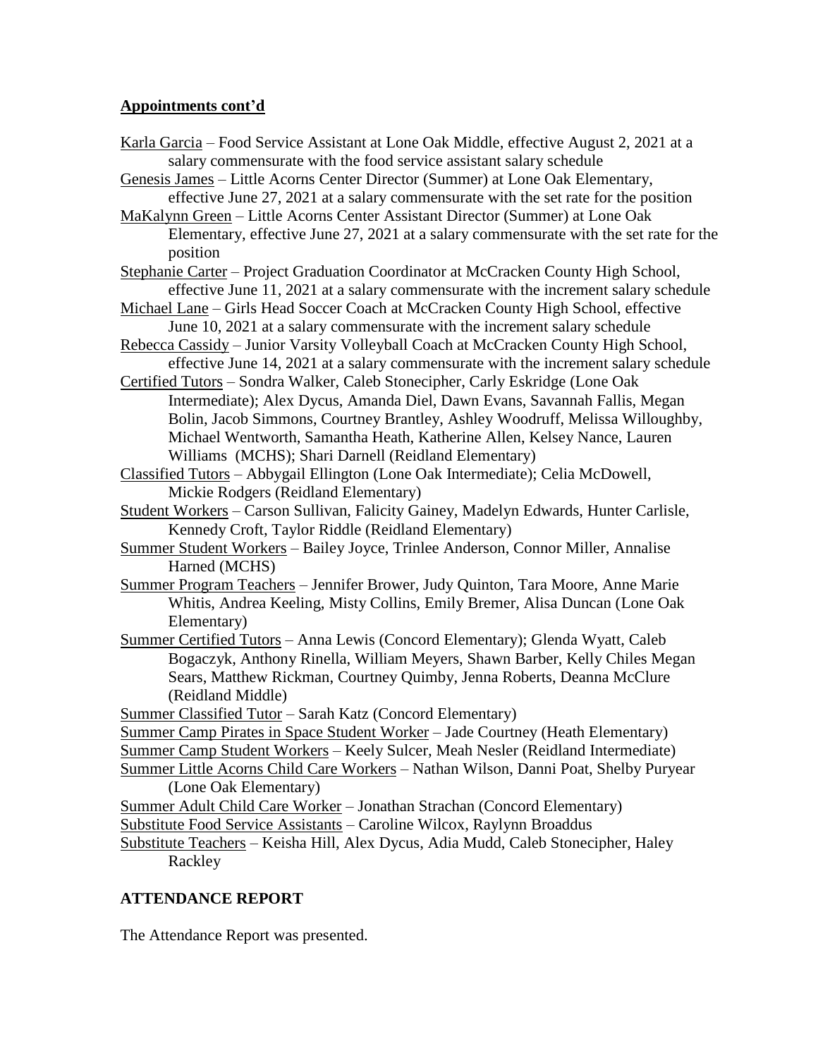## **Appointments cont'd**

Karla Garcia – Food Service Assistant at Lone Oak Middle, effective August 2, 2021 at a salary commensurate with the food service assistant salary schedule

Genesis James – Little Acorns Center Director (Summer) at Lone Oak Elementary, effective June 27, 2021 at a salary commensurate with the set rate for the position

MaKalynn Green – Little Acorns Center Assistant Director (Summer) at Lone Oak Elementary, effective June 27, 2021 at a salary commensurate with the set rate for the position

Stephanie Carter – Project Graduation Coordinator at McCracken County High School, effective June 11, 2021 at a salary commensurate with the increment salary schedule

Michael Lane – Girls Head Soccer Coach at McCracken County High School, effective June 10, 2021 at a salary commensurate with the increment salary schedule

Rebecca Cassidy – Junior Varsity Volleyball Coach at McCracken County High School, effective June 14, 2021 at a salary commensurate with the increment salary schedule

Certified Tutors – Sondra Walker, Caleb Stonecipher, Carly Eskridge (Lone Oak Intermediate); Alex Dycus, Amanda Diel, Dawn Evans, Savannah Fallis, Megan Bolin, Jacob Simmons, Courtney Brantley, Ashley Woodruff, Melissa Willoughby, Michael Wentworth, Samantha Heath, Katherine Allen, Kelsey Nance, Lauren Williams (MCHS); Shari Darnell (Reidland Elementary)

Classified Tutors – Abbygail Ellington (Lone Oak Intermediate); Celia McDowell, Mickie Rodgers (Reidland Elementary)

Student Workers – Carson Sullivan, Falicity Gainey, Madelyn Edwards, Hunter Carlisle, Kennedy Croft, Taylor Riddle (Reidland Elementary)

Summer Student Workers – Bailey Joyce, Trinlee Anderson, Connor Miller, Annalise Harned (MCHS)

Summer Program Teachers – Jennifer Brower, Judy Quinton, Tara Moore, Anne Marie Whitis, Andrea Keeling, Misty Collins, Emily Bremer, Alisa Duncan (Lone Oak Elementary)

Summer Certified Tutors – Anna Lewis (Concord Elementary); Glenda Wyatt, Caleb Bogaczyk, Anthony Rinella, William Meyers, Shawn Barber, Kelly Chiles Megan Sears, Matthew Rickman, Courtney Quimby, Jenna Roberts, Deanna McClure (Reidland Middle)

Summer Classified Tutor – Sarah Katz (Concord Elementary)

Summer Camp Pirates in Space Student Worker – Jade Courtney (Heath Elementary)

Summer Camp Student Workers – Keely Sulcer, Meah Nesler (Reidland Intermediate)

Summer Little Acorns Child Care Workers – Nathan Wilson, Danni Poat, Shelby Puryear (Lone Oak Elementary)

Summer Adult Child Care Worker – Jonathan Strachan (Concord Elementary)

Substitute Food Service Assistants – Caroline Wilcox, Raylynn Broaddus

Substitute Teachers – Keisha Hill, Alex Dycus, Adia Mudd, Caleb Stonecipher, Haley Rackley

## **ATTENDANCE REPORT**

The Attendance Report was presented.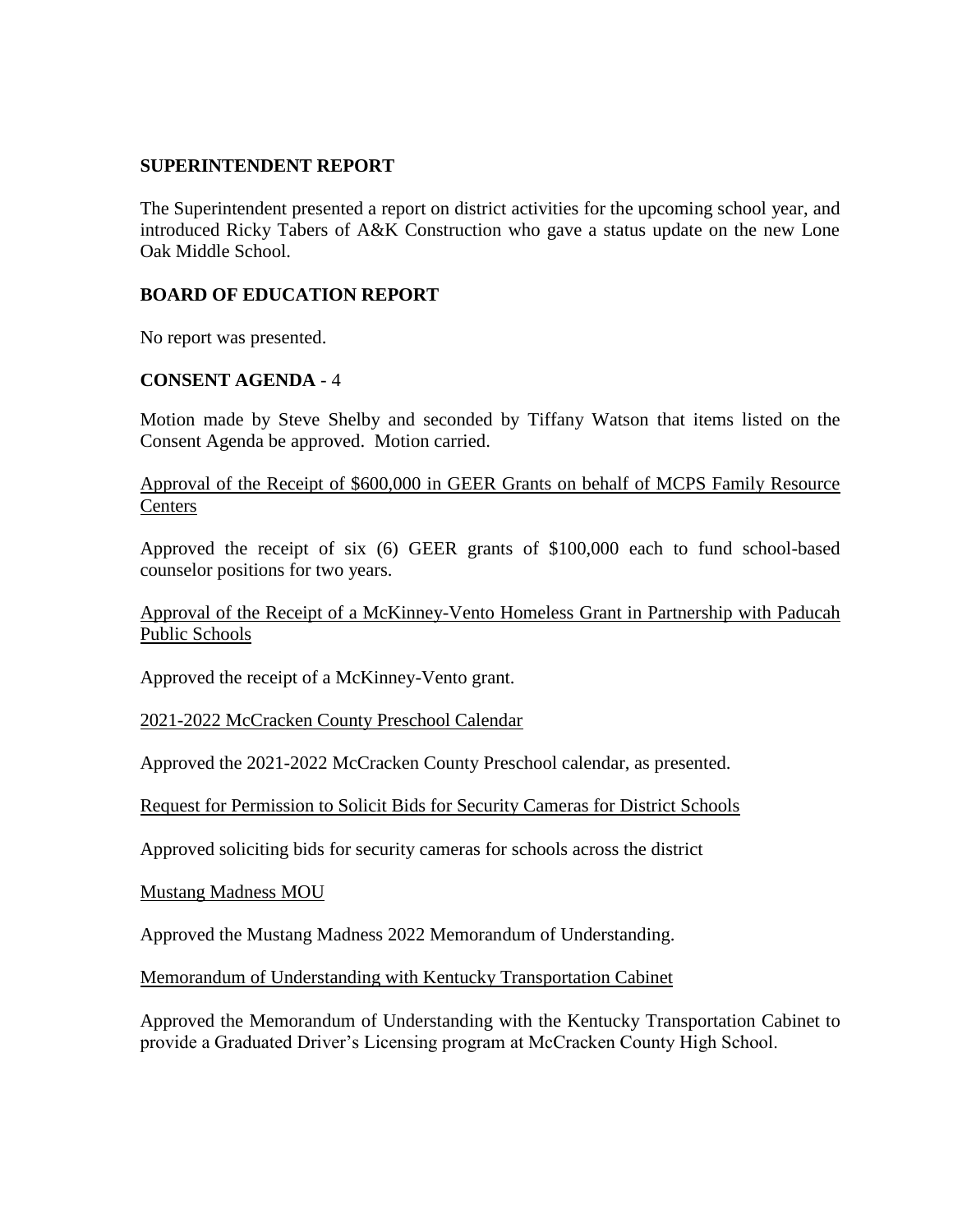**SUPERINTENDENT REPORT**

The Superintendent presented a report on district activities for the upcoming school year, and introduced Ricky Tabers of A&K Construction who gave a status update on the new Lone Oak Middle School.

**BOARD OF EDUCATION REPORT**

No report was presented.

**CONSENT AGENDA** - 4

Motion made by Steve Shelby and seconded by Tiffany Watson that items listed on the Consent Agenda be approved. Motion carried.

<u>Approval of the Receipt of $600,000 in GEER Grants on behalf of MCPS Family Resource Centers</u>

Approved the receipt of six (6) GEER grants of $100,000 each to fund school-based counselor positions for two years.

<u>Approval of the Receipt of a McKinney-Vento Homeless Grant in Partnership with Paducah Public Schools</u>

Approved the receipt of a McKinney-Vento grant.

<u>2021-2022 McCracken County Preschool Calendar</u>

Approved the 2021-2022 McCracken County Preschool calendar, as presented.

<u>Request for Permission to Solicit Bids for Security Cameras for District Schools</u>

Approved soliciting bids for security cameras for schools across the district

<u>Mustang Madness MOU</u>

Approved the Mustang Madness 2022 Memorandum of Understanding.

<u>Memorandum of Understanding with Kentucky Transportation Cabinet</u>

Approved the Memorandum of Understanding with the Kentucky Transportation Cabinet to provide a Graduated Driver's Licensing program at McCracken County High School.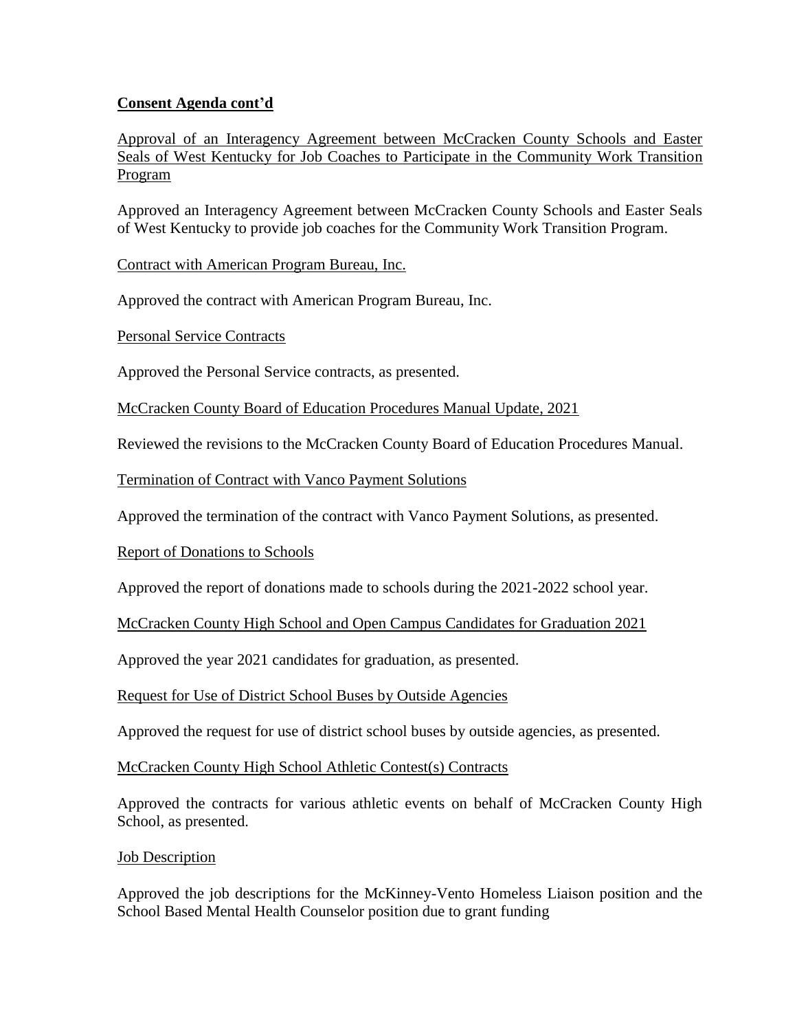**Consent Agenda cont'd**

Approval of an Interagency Agreement between McCracken County Schools and Easter Seals of West Kentucky for Job Coaches to Participate in the Community Work Transition Program

Approved an Interagency Agreement between McCracken County Schools and Easter Seals of West Kentucky to provide job coaches for the Community Work Transition Program.

Contract with American Program Bureau, Inc.

Approved the contract with American Program Bureau, Inc.

Personal Service Contracts

Approved the Personal Service contracts, as presented.

McCracken County Board of Education Procedures Manual Update, 2021

Reviewed the revisions to the McCracken County Board of Education Procedures Manual.

Termination of Contract with Vanco Payment Solutions

Approved the termination of the contract with Vanco Payment Solutions, as presented.

Report of Donations to Schools

Approved the report of donations made to schools during the 2021-2022 school year.

McCracken County High School and Open Campus Candidates for Graduation 2021

Approved the year 2021 candidates for graduation, as presented.

Request for Use of District School Buses by Outside Agencies

Approved the request for use of district school buses by outside agencies, as presented.

McCracken County High School Athletic Contest(s) Contracts

Approved the contracts for various athletic events on behalf of McCracken County High School, as presented.

Job Description

Approved the job descriptions for the McKinney-Vento Homeless Liaison position and the School Based Mental Health Counselor position due to grant funding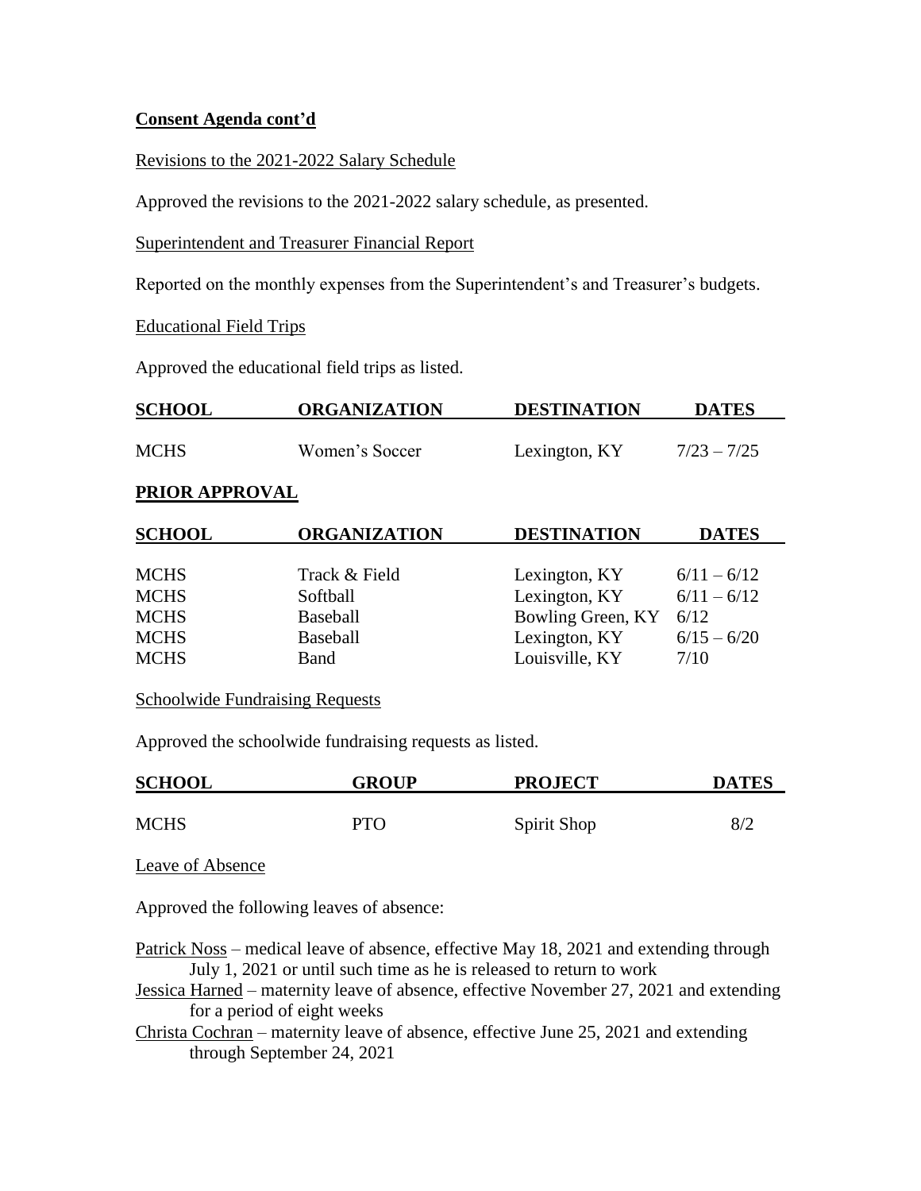**Consent Agenda cont'd**

Revisions to the 2021-2022 Salary Schedule

Approved the revisions to the 2021-2022 salary schedule, as presented.

Superintendent and Treasurer Financial Report

Reported on the monthly expenses from the Superintendent's and Treasurer's budgets.

Educational Field Trips

Approved the educational field trips as listed.

| SCHOOL | ORGANIZATION | DESTINATION | DATES |
|---|---|---|---|
| MCHS | Women's Soccer | Lexington, KY | 7/23 – 7/25 |

**PRIOR APPROVAL**

| SCHOOL | ORGANIZATION | DESTINATION | DATES |
|---|---|---|---|
| MCHS | Track & Field | Lexington, KY | 6/11 – 6/12 |
| MCHS | Softball | Lexington, KY | 6/11 – 6/12 |
| MCHS | Baseball | Bowling Green, KY | 6/12 |
| MCHS | Baseball | Lexington, KY | 6/15 – 6/20 |
| MCHS | Band | Louisville, KY | 7/10 |

Schoolwide Fundraising Requests

Approved the schoolwide fundraising requests as listed.

| SCHOOL | GROUP | PROJECT | DATES |
|---|---|---|---|
| MCHS | PTO | Spirit Shop | 8/2 |

Leave of Absence

Approved the following leaves of absence:

Patrick Noss – medical leave of absence, effective May 18, 2021 and extending through July 1, 2021 or until such time as he is released to return to work

Jessica Harned – maternity leave of absence, effective November 27, 2021 and extending for a period of eight weeks

Christa Cochran – maternity leave of absence, effective June 25, 2021 and extending through September 24, 2021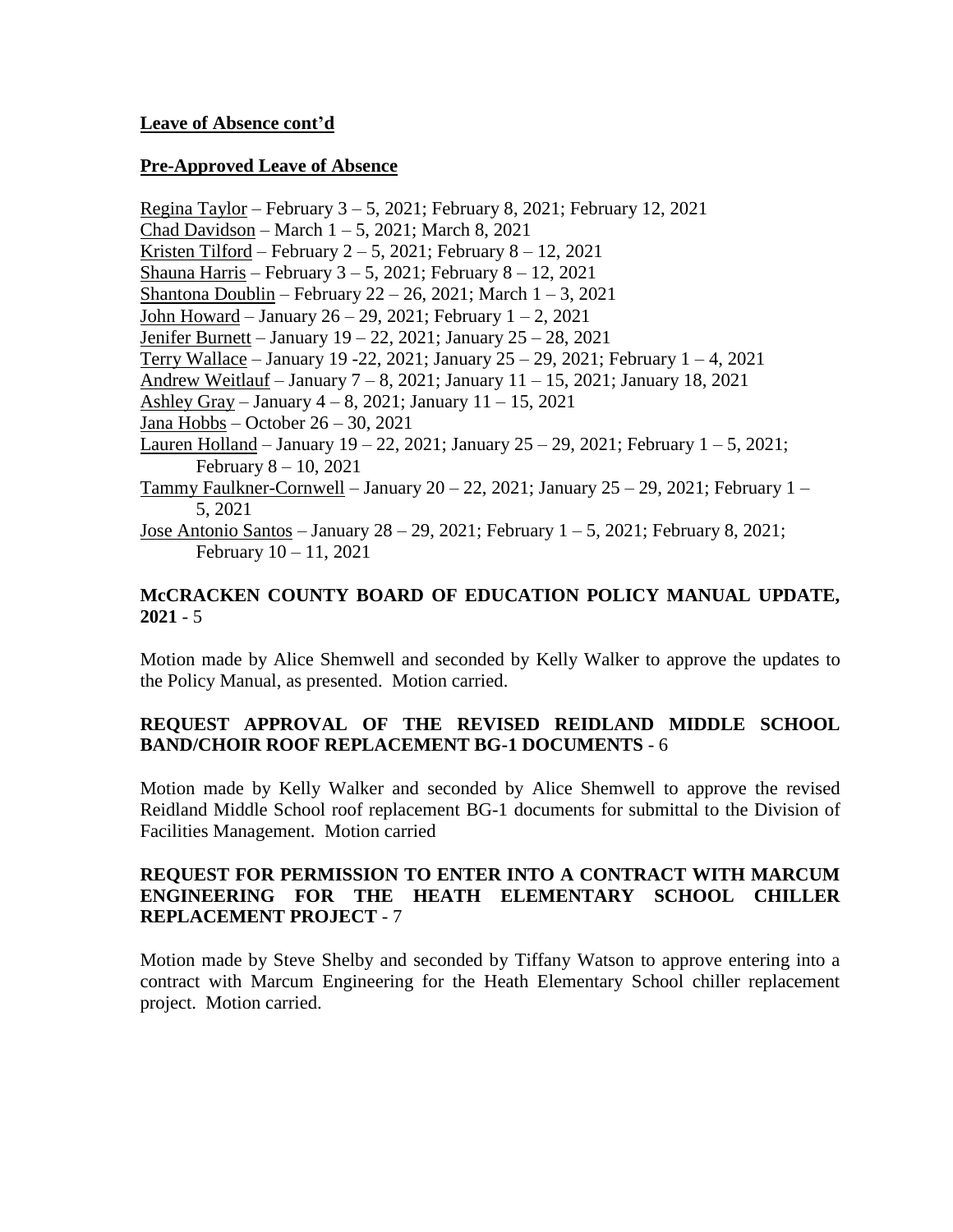**Leave of Absence cont'd**

**Pre-Approved Leave of Absence**

Regina Taylor – February 3 – 5, 2021; February 8, 2021; February 12, 2021
Chad Davidson – March 1 – 5, 2021; March 8, 2021
Kristen Tilford – February 2 – 5, 2021; February 8 – 12, 2021
Shauna Harris – February 3 – 5, 2021; February 8 – 12, 2021
Shantona Doublin – February 22 – 26, 2021; March 1 – 3, 2021
John Howard – January 26 – 29, 2021; February 1 – 2, 2021
Jenifer Burnett – January 19 – 22, 2021; January 25 – 28, 2021
Terry Wallace – January 19 -22, 2021; January 25 – 29, 2021; February 1 – 4, 2021
Andrew Weitlauf – January 7 – 8, 2021; January 11 – 15, 2021; January 18, 2021
Ashley Gray – January 4 – 8, 2021; January 11 – 15, 2021
Jana Hobbs – October 26 – 30, 2021
Lauren Holland – January 19 – 22, 2021; January 25 – 29, 2021; February 1 – 5, 2021; February 8 – 10, 2021
Tammy Faulkner-Cornwell – January 20 – 22, 2021; January 25 – 29, 2021; February 1 – 5, 2021
Jose Antonio Santos – January 28 – 29, 2021; February 1 – 5, 2021; February 8, 2021; February 10 – 11, 2021

**McCRACKEN COUNTY BOARD OF EDUCATION POLICY MANUAL UPDATE, 2021** - 5

Motion made by Alice Shemwell and seconded by Kelly Walker to approve the updates to the Policy Manual, as presented. Motion carried.

**REQUEST APPROVAL OF THE REVISED REIDLAND MIDDLE SCHOOL BAND/CHOIR ROOF REPLACEMENT BG-1 DOCUMENTS** - 6

Motion made by Kelly Walker and seconded by Alice Shemwell to approve the revised Reidland Middle School roof replacement BG-1 documents for submittal to the Division of Facilities Management. Motion carried

**REQUEST FOR PERMISSION TO ENTER INTO A CONTRACT WITH MARCUM ENGINEERING FOR THE HEATH ELEMENTARY SCHOOL CHILLER REPLACEMENT PROJECT** - 7

Motion made by Steve Shelby and seconded by Tiffany Watson to approve entering into a contract with Marcum Engineering for the Heath Elementary School chiller replacement project. Motion carried.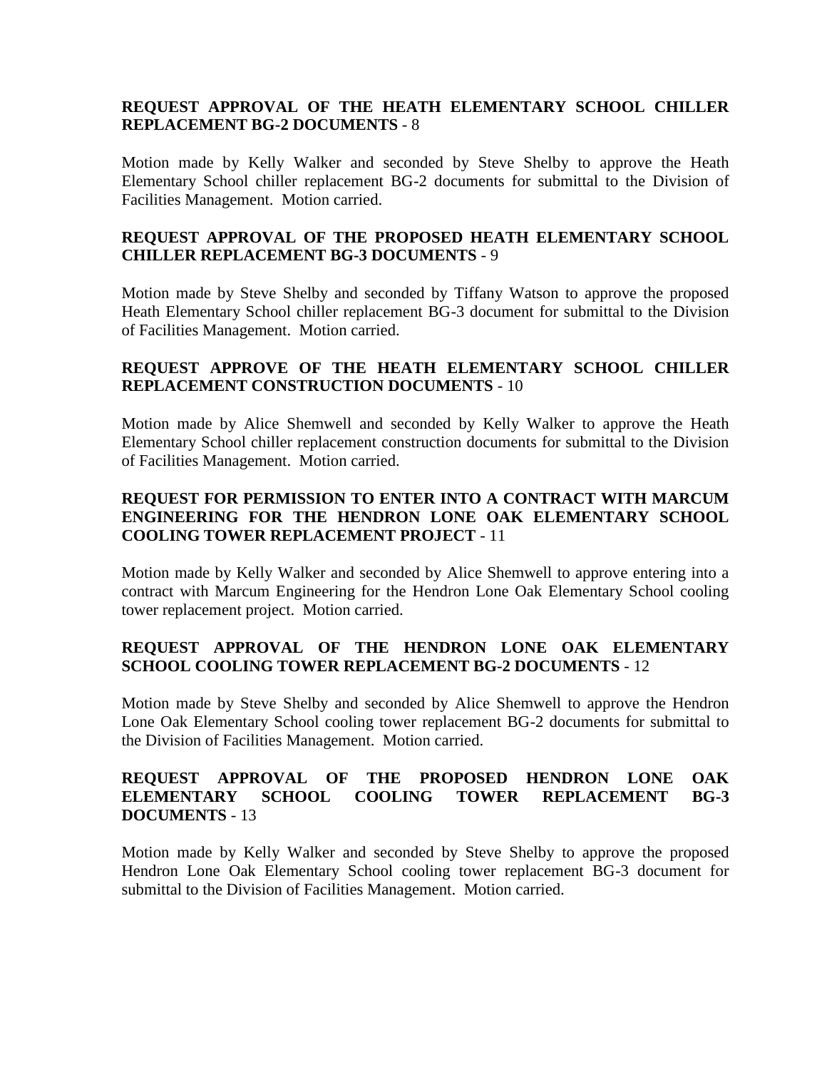**REQUEST APPROVAL OF THE HEATH ELEMENTARY SCHOOL CHILLER REPLACEMENT BG-2 DOCUMENTS** - 8

Motion made by Kelly Walker and seconded by Steve Shelby to approve the Heath Elementary School chiller replacement BG-2 documents for submittal to the Division of Facilities Management. Motion carried.

**REQUEST APPROVAL OF THE PROPOSED HEATH ELEMENTARY SCHOOL CHILLER REPLACEMENT BG-3 DOCUMENTS** - 9

Motion made by Steve Shelby and seconded by Tiffany Watson to approve the proposed Heath Elementary School chiller replacement BG-3 document for submittal to the Division of Facilities Management. Motion carried.

**REQUEST APPROVE OF THE HEATH ELEMENTARY SCHOOL CHILLER REPLACEMENT CONSTRUCTION DOCUMENTS** - 10

Motion made by Alice Shemwell and seconded by Kelly Walker to approve the Heath Elementary School chiller replacement construction documents for submittal to the Division of Facilities Management. Motion carried.

**REQUEST FOR PERMISSION TO ENTER INTO A CONTRACT WITH MARCUM ENGINEERING FOR THE HENDRON LONE OAK ELEMENTARY SCHOOL COOLING TOWER REPLACEMENT PROJECT** - 11

Motion made by Kelly Walker and seconded by Alice Shemwell to approve entering into a contract with Marcum Engineering for the Hendron Lone Oak Elementary School cooling tower replacement project. Motion carried.

**REQUEST APPROVAL OF THE HENDRON LONE OAK ELEMENTARY SCHOOL COOLING TOWER REPLACEMENT BG-2 DOCUMENTS** - 12

Motion made by Steve Shelby and seconded by Alice Shemwell to approve the Hendron Lone Oak Elementary School cooling tower replacement BG-2 documents for submittal to the Division of Facilities Management. Motion carried.

**REQUEST APPROVAL OF THE PROPOSED HENDRON LONE OAK ELEMENTARY SCHOOL COOLING TOWER REPLACEMENT BG-3 DOCUMENTS** - 13

Motion made by Kelly Walker and seconded by Steve Shelby to approve the proposed Hendron Lone Oak Elementary School cooling tower replacement BG-3 document for submittal to the Division of Facilities Management. Motion carried.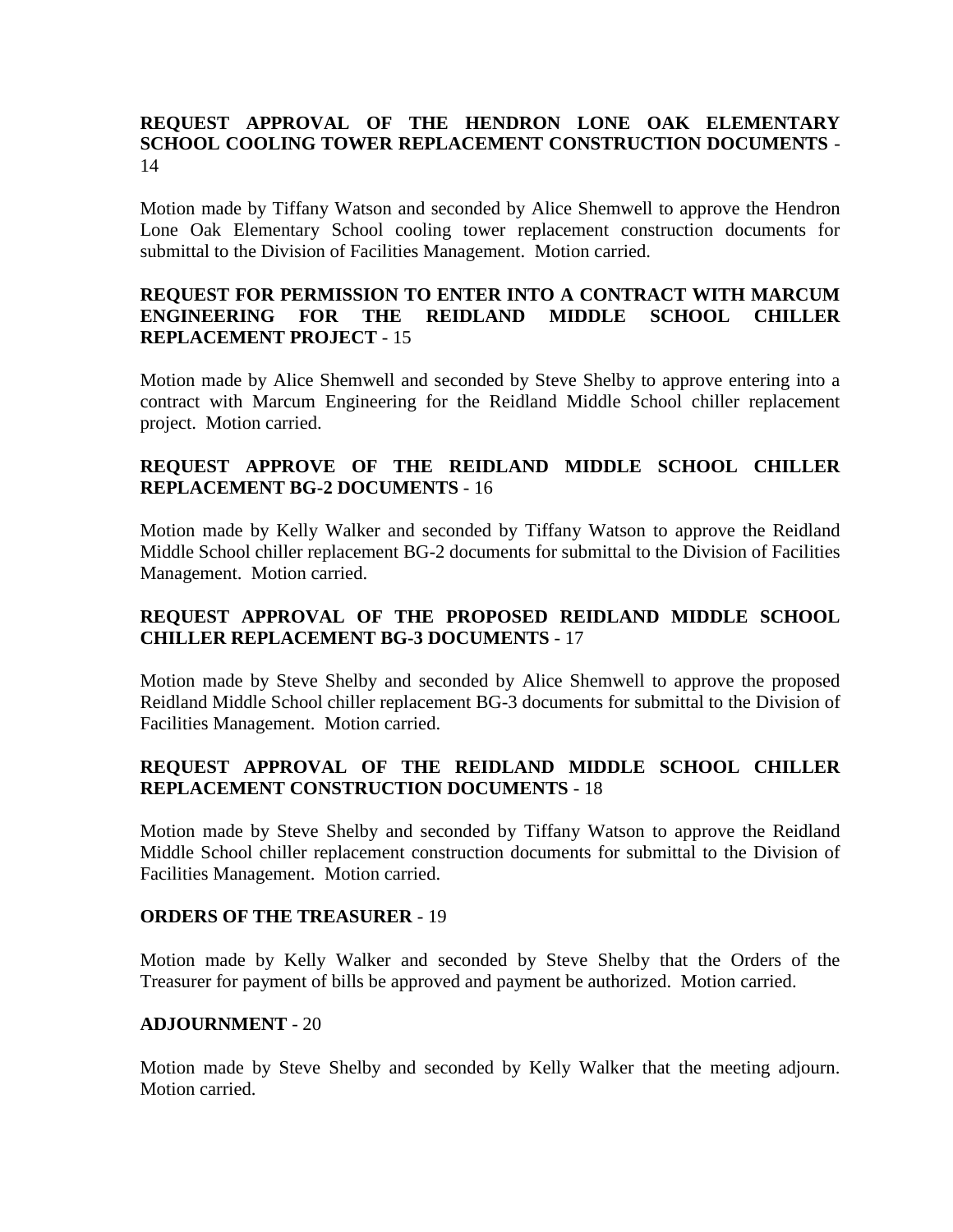**REQUEST APPROVAL OF THE HENDRON LONE OAK ELEMENTARY SCHOOL COOLING TOWER REPLACEMENT CONSTRUCTION DOCUMENTS** - 14

Motion made by Tiffany Watson and seconded by Alice Shemwell to approve the Hendron Lone Oak Elementary School cooling tower replacement construction documents for submittal to the Division of Facilities Management. Motion carried.

**REQUEST FOR PERMISSION TO ENTER INTO A CONTRACT WITH MARCUM ENGINEERING FOR THE REIDLAND MIDDLE SCHOOL CHILLER REPLACEMENT PROJECT** - 15

Motion made by Alice Shemwell and seconded by Steve Shelby to approve entering into a contract with Marcum Engineering for the Reidland Middle School chiller replacement project. Motion carried.

**REQUEST APPROVE OF THE REIDLAND MIDDLE SCHOOL CHILLER REPLACEMENT BG-2 DOCUMENTS** - 16

Motion made by Kelly Walker and seconded by Tiffany Watson to approve the Reidland Middle School chiller replacement BG-2 documents for submittal to the Division of Facilities Management. Motion carried.

**REQUEST APPROVAL OF THE PROPOSED REIDLAND MIDDLE SCHOOL CHILLER REPLACEMENT BG-3 DOCUMENTS** - 17

Motion made by Steve Shelby and seconded by Alice Shemwell to approve the proposed Reidland Middle School chiller replacement BG-3 documents for submittal to the Division of Facilities Management. Motion carried.

**REQUEST APPROVAL OF THE REIDLAND MIDDLE SCHOOL CHILLER REPLACEMENT CONSTRUCTION DOCUMENTS** - 18

Motion made by Steve Shelby and seconded by Tiffany Watson to approve the Reidland Middle School chiller replacement construction documents for submittal to the Division of Facilities Management. Motion carried.

**ORDERS OF THE TREASURER** - 19

Motion made by Kelly Walker and seconded by Steve Shelby that the Orders of the Treasurer for payment of bills be approved and payment be authorized. Motion carried.

**ADJOURNMENT** - 20

Motion made by Steve Shelby and seconded by Kelly Walker that the meeting adjourn. Motion carried.